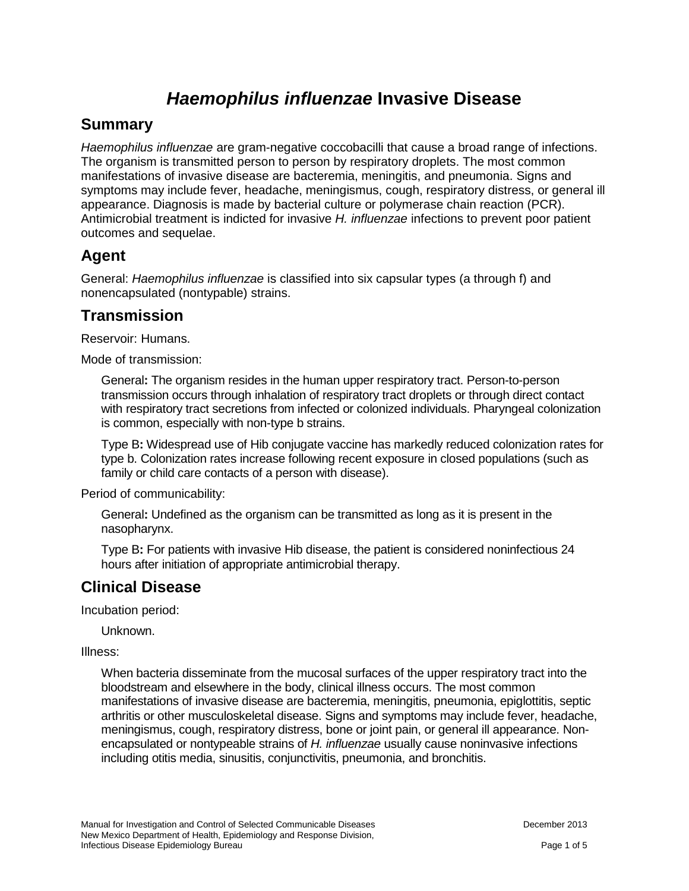# *Haemophilus influenzae* Invasive Disease

## Summary

*Haemophilus influenzae* are gram-negative coccobacilli that cause a broad range of infections. The organism is transmitted person to person by respiratory droplets. The most common manifestations of invasive disease are bacteremia, meningitis, and pneumonia. Signs and symptoms may include fever, headache, meningismus, cough, respiratory distress, or general ill appearance. Diagnosis is made by bacterial culture or polymerase chain reaction (PCR). Antimicrobial treatment is indicted for invasive *H. influenzae* infections to prevent poor patient outcomes and sequelae.

## Agent

General: *Haemophilus influenzae* is classified into six capsular types (a through f) and nonencapsulated (nontypable) strains.

## Transmission

Reservoir: Humans.

Mode of transmission:

General**:** The organism resides in the human upper respiratory tract. Person-to-person transmission occurs through inhalation of respiratory tract droplets or through direct contact with respiratory tract secretions from infected or colonized individuals. Pharyngeal colonization is common, especially with non-type b strains.

Type B**:** Widespread use of Hib conjugate vaccine has markedly reduced colonization rates for type b. Colonization rates increase following recent exposure in closed populations (such as family or child care contacts of a person with disease).

Period of communicability:

General**:** Undefined as the organism can be transmitted as long as it is present in the nasopharynx.

Type B**:** For patients with invasive Hib disease, the patient is considered noninfectious 24 hours after initiation of appropriate antimicrobial therapy.

## Clinical Disease

Incubation period:

Unknown.

Illness:

When bacteria disseminate from the mucosal surfaces of the upper respiratory tract into the bloodstream and elsewhere in the body, clinical illness occurs. The most common manifestations of invasive disease are bacteremia, meningitis, pneumonia, epiglottitis, septic arthritis or other musculoskeletal disease. Signs and symptoms may include fever, headache, meningismus, cough, respiratory distress, bone or joint pain, or general ill appearance. Non-encapsulated or nontypeable strains of *H. influenzae* usually cause noninvasive infections including otitis media, sinusitis, conjunctivitis, pneumonia, and bronchitis.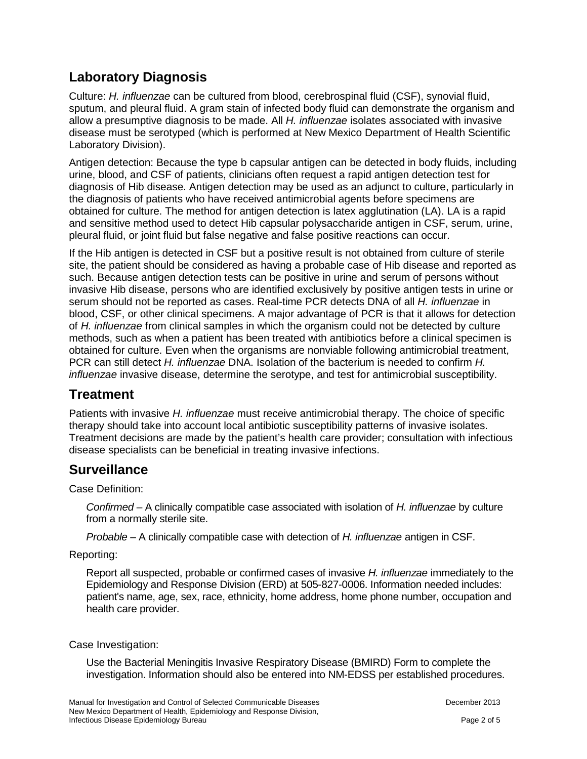## Laboratory Diagnosis

Culture: *H. influenzae* can be cultured from blood, cerebrospinal fluid (CSF), synovial fluid, sputum, and pleural fluid. A gram stain of infected body fluid can demonstrate the organism and allow a presumptive diagnosis to be made. All *H. influenzae* isolates associated with invasive disease must be serotyped (which is performed at New Mexico Department of Health Scientific Laboratory Division).

Antigen detection: Because the type b capsular antigen can be detected in body fluids, including urine, blood, and CSF of patients, clinicians often request a rapid antigen detection test for diagnosis of Hib disease. Antigen detection may be used as an adjunct to culture, particularly in the diagnosis of patients who have received antimicrobial agents before specimens are obtained for culture. The method for antigen detection is latex agglutination (LA). LA is a rapid and sensitive method used to detect Hib capsular polysaccharide antigen in CSF, serum, urine, pleural fluid, or joint fluid but false negative and false positive reactions can occur.

If the Hib antigen is detected in CSF but a positive result is not obtained from culture of sterile site, the patient should be considered as having a probable case of Hib disease and reported as such. Because antigen detection tests can be positive in urine and serum of persons without invasive Hib disease, persons who are identified exclusively by positive antigen tests in urine or serum should not be reported as cases. Real-time PCR detects DNA of all *H. influenzae* in blood, CSF, or other clinical specimens. A major advantage of PCR is that it allows for detection of *H. influenzae* from clinical samples in which the organism could not be detected by culture methods, such as when a patient has been treated with antibiotics before a clinical specimen is obtained for culture. Even when the organisms are nonviable following antimicrobial treatment, PCR can still detect *H. influenzae* DNA. Isolation of the bacterium is needed to confirm *H. influenzae* invasive disease, determine the serotype, and test for antimicrobial susceptibility.

## Treatment

Patients with invasive *H. influenzae* must receive antimicrobial therapy. The choice of specific therapy should take into account local antibiotic susceptibility patterns of invasive isolates. Treatment decisions are made by the patient's health care provider; consultation with infectious disease specialists can be beneficial in treating invasive infections.

## Surveillance

Case Definition:

*Confirmed* – A clinically compatible case associated with isolation of *H. influenzae* by culture from a normally sterile site.

*Probable* – A clinically compatible case with detection of *H. influenzae* antigen in CSF.

Reporting:

Report all suspected, probable or confirmed cases of invasive *H. influenzae* immediately to the Epidemiology and Response Division (ERD) at 505-827-0006. Information needed includes: patient's name, age, sex, race, ethnicity, home address, home phone number, occupation and health care provider.

Case Investigation:

Use the Bacterial Meningitis Invasive Respiratory Disease (BMIRD) Form to complete the investigation. Information should also be entered into NM-EDSS per established procedures.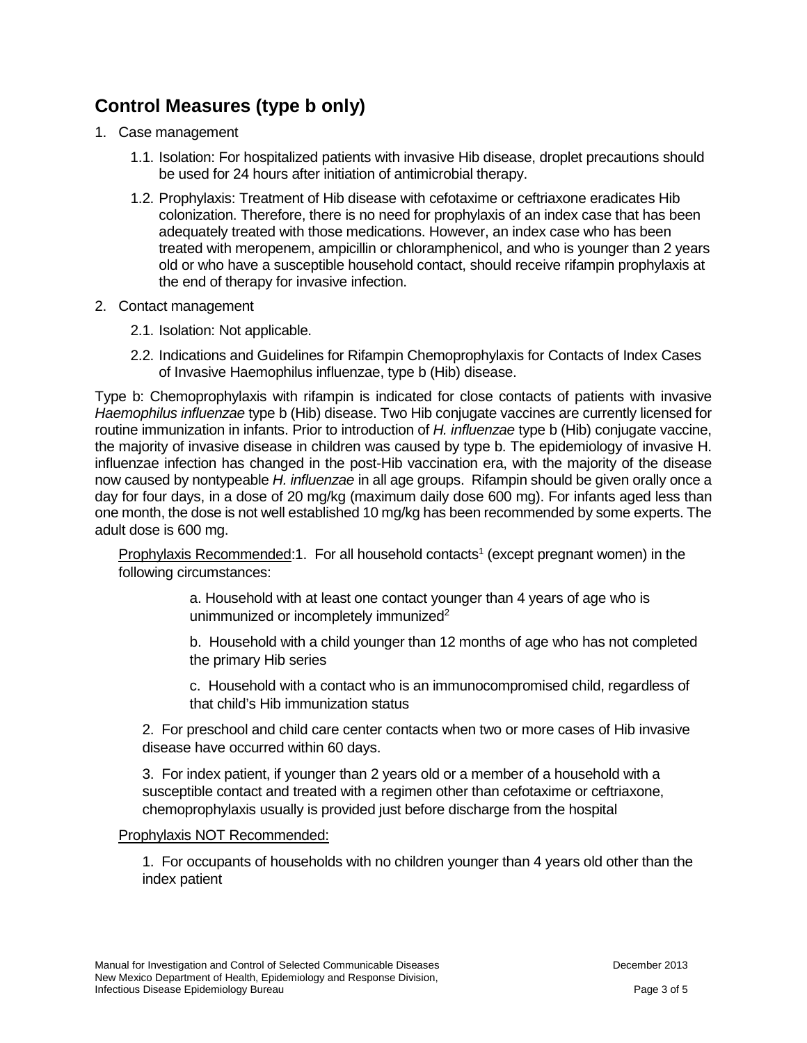## Control Measures (type b only)

1. Case management

   1.1. Isolation: For hospitalized patients with invasive Hib disease, droplet precautions should be used for 24 hours after initiation of antimicrobial therapy.

   1.2. Prophylaxis: Treatment of Hib disease with cefotaxime or ceftriaxone eradicates Hib colonization. Therefore, there is no need for prophylaxis of an index case that has been adequately treated with those medications. However, an index case who has been treated with meropenem, ampicillin or chloramphenicol, and who is younger than 2 years old or who have a susceptible household contact, should receive rifampin prophylaxis at the end of therapy for invasive infection.

2. Contact management

   2.1. Isolation: Not applicable.

   2.2. Indications and Guidelines for Rifampin Chemoprophylaxis for Contacts of Index Cases of Invasive Haemophilus influenzae, type b (Hib) disease.

Type b: Chemoprophylaxis with rifampin is indicated for close contacts of patients with invasive *Haemophilus influenzae* type b (Hib) disease. Two Hib conjugate vaccines are currently licensed for routine immunization in infants. Prior to introduction of *H. influenzae* type b (Hib) conjugate vaccine, the majority of invasive disease in children was caused by type b. The epidemiology of invasive H. influenzae infection has changed in the post-Hib vaccination era, with the majority of the disease now caused by nontypeable *H. influenzae* in all age groups. Rifampin should be given orally once a day for four days, in a dose of 20 mg/kg (maximum daily dose 600 mg). For infants aged less than one month, the dose is not well established 10 mg/kg has been recommended by some experts. The adult dose is 600 mg.

<u>Prophylaxis Recommended</u>:1. For all household contacts[1] (except pregnant women) in the following circumstances:

> a. Household with at least one contact younger than 4 years of age who is unimmunized or incompletely immunized[2]
>
> b. Household with a child younger than 12 months of age who has not completed the primary Hib series
>
> c. Household with a contact who is an immunocompromised child, regardless of that child's Hib immunization status

2. For preschool and child care center contacts when two or more cases of Hib invasive disease have occurred within 60 days.

3. For index patient, if younger than 2 years old or a member of a household with a susceptible contact and treated with a regimen other than cefotaxime or ceftriaxone, chemoprophylaxis usually is provided just before discharge from the hospital

<u>Prophylaxis NOT Recommended:</u>

1. For occupants of households with no children younger than 4 years old other than the index patient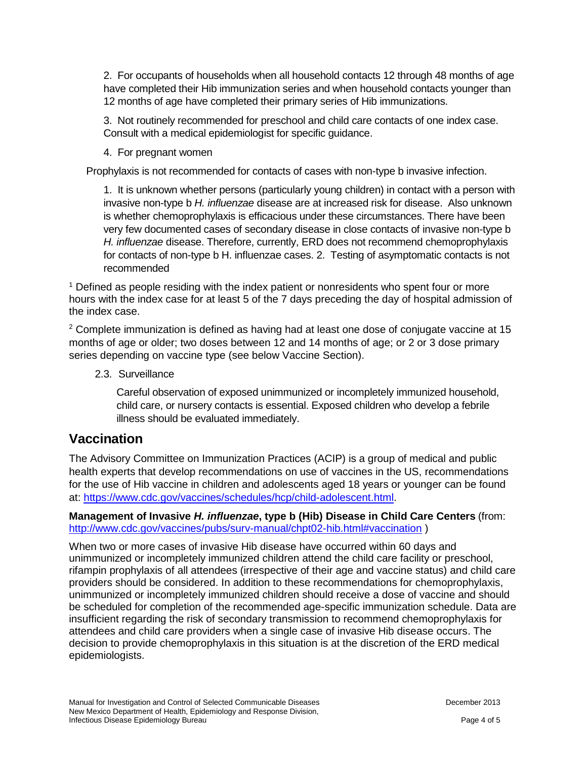2. For occupants of households when all household contacts 12 through 48 months of age have completed their Hib immunization series and when household contacts younger than 12 months of age have completed their primary series of Hib immunizations.

3. Not routinely recommended for preschool and child care contacts of one index case. Consult with a medical epidemiologist for specific guidance.

4. For pregnant women

Prophylaxis is not recommended for contacts of cases with non-type b invasive infection.

1. It is unknown whether persons (particularly young children) in contact with a person with invasive non-type b *H. influenzae* disease are at increased risk for disease. Also unknown is whether chemoprophylaxis is efficacious under these circumstances. There have been very few documented cases of secondary disease in close contacts of invasive non-type b *H. influenzae* disease. Therefore, currently, ERD does not recommend chemoprophylaxis for contacts of non-type b H. influenzae cases. 2. Testing of asymptomatic contacts is not recommended

[1] Defined as people residing with the index patient or nonresidents who spent four or more hours with the index case for at least 5 of the 7 days preceding the day of hospital admission of the index case.

[2] Complete immunization is defined as having had at least one dose of conjugate vaccine at 15 months of age or older; two doses between 12 and 14 months of age; or 2 or 3 dose primary series depending on vaccine type (see below Vaccine Section).

2.3. Surveillance

Careful observation of exposed unimmunized or incompletely immunized household, child care, or nursery contacts is essential. Exposed children who develop a febrile illness should be evaluated immediately.

## Vaccination

The Advisory Committee on Immunization Practices (ACIP) is a group of medical and public health experts that develop recommendations on use of vaccines in the US, recommendations for the use of Hib vaccine in children and adolescents aged 18 years or younger can be found at: [https://www.cdc.gov/vaccines/schedules/hcp/child-adolescent.html](https://www.cdc.gov/vaccines/schedules/hcp/child-adolescent.html).

**Management of Invasive *H. influenzae*, type b (Hib) Disease in Child Care Centers** (from: [http://www.cdc.gov/vaccines/pubs/surv-manual/chpt02-hib.html#vaccination](http://www.cdc.gov/vaccines/pubs/surv-manual/chpt02-hib.html#vaccination) )

When two or more cases of invasive Hib disease have occurred within 60 days and unimmunized or incompletely immunized children attend the child care facility or preschool, rifampin prophylaxis of all attendees (irrespective of their age and vaccine status) and child care providers should be considered. In addition to these recommendations for chemoprophylaxis, unimmunized or incompletely immunized children should receive a dose of vaccine and should be scheduled for completion of the recommended age-specific immunization schedule. Data are insufficient regarding the risk of secondary transmission to recommend chemoprophylaxis for attendees and child care providers when a single case of invasive Hib disease occurs. The decision to provide chemoprophylaxis in this situation is at the discretion of the ERD medical epidemiologists.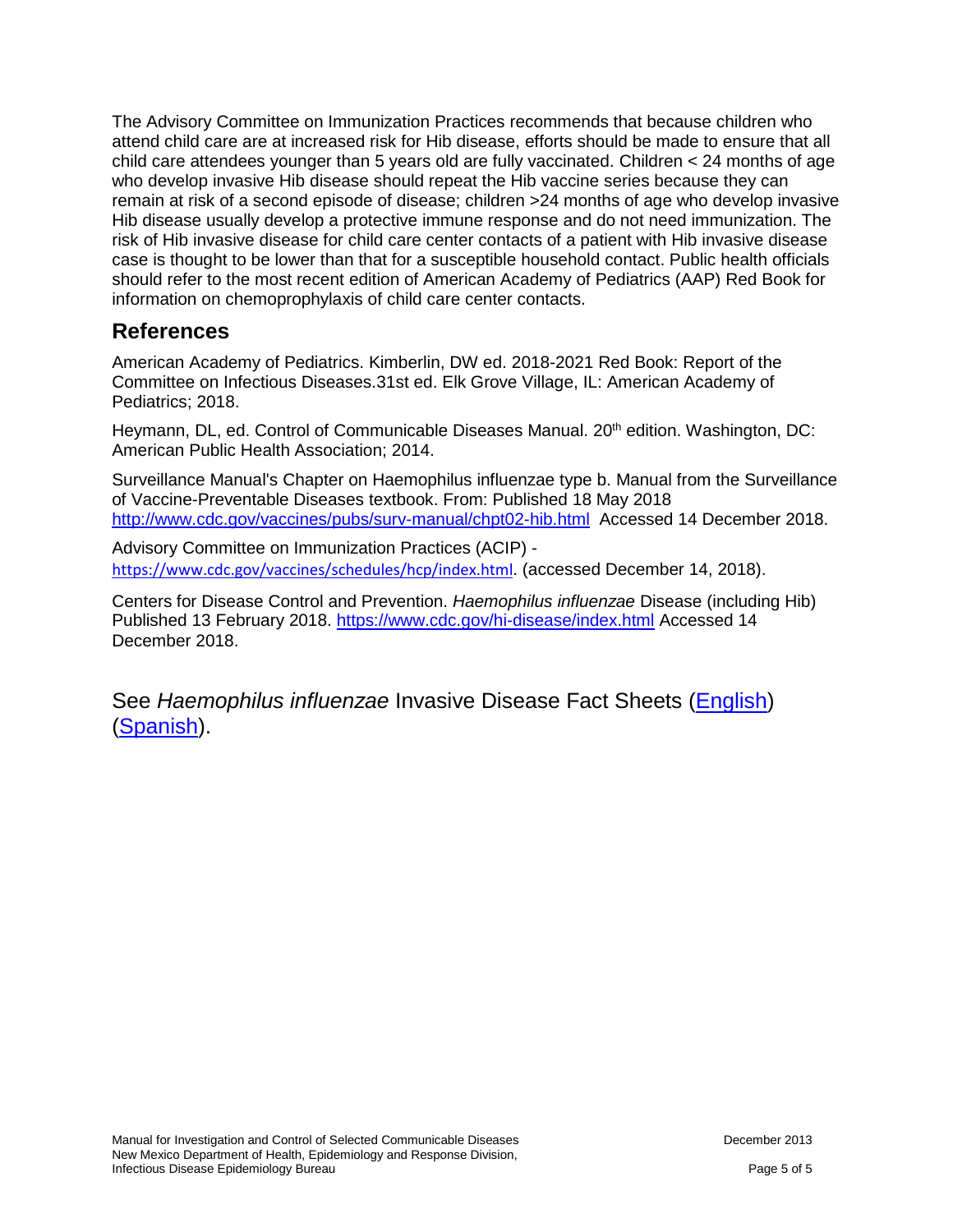The Advisory Committee on Immunization Practices recommends that because children who attend child care are at increased risk for Hib disease, efforts should be made to ensure that all child care attendees younger than 5 years old are fully vaccinated. Children < 24 months of age who develop invasive Hib disease should repeat the Hib vaccine series because they can remain at risk of a second episode of disease; children >24 months of age who develop invasive Hib disease usually develop a protective immune response and do not need immunization. The risk of Hib invasive disease for child care center contacts of a patient with Hib invasive disease case is thought to be lower than that for a susceptible household contact. Public health officials should refer to the most recent edition of American Academy of Pediatrics (AAP) Red Book for information on chemoprophylaxis of child care center contacts.

## References

American Academy of Pediatrics. Kimberlin, DW ed. 2018-2021 Red Book: Report of the Committee on Infectious Diseases.31st ed. Elk Grove Village, IL: American Academy of Pediatrics; 2018.

Heymann, DL, ed. Control of Communicable Diseases Manual. 20th edition. Washington, DC: American Public Health Association; 2014.

Surveillance Manual's Chapter on Haemophilus influenzae type b. Manual from the Surveillance of Vaccine-Preventable Diseases textbook. From: Published 18 May 2018 http://www.cdc.gov/vaccines/pubs/surv-manual/chpt02-hib.html Accessed 14 December 2018.

Advisory Committee on Immunization Practices (ACIP) - https://www.cdc.gov/vaccines/schedules/hcp/index.html. (accessed December 14, 2018).

Centers for Disease Control and Prevention. *Haemophilus influenzae* Disease (including Hib) Published 13 February 2018. https://www.cdc.gov/hi-disease/index.html Accessed 14 December 2018.

See *Haemophilus influenzae* Invasive Disease Fact Sheets (English) (Spanish).